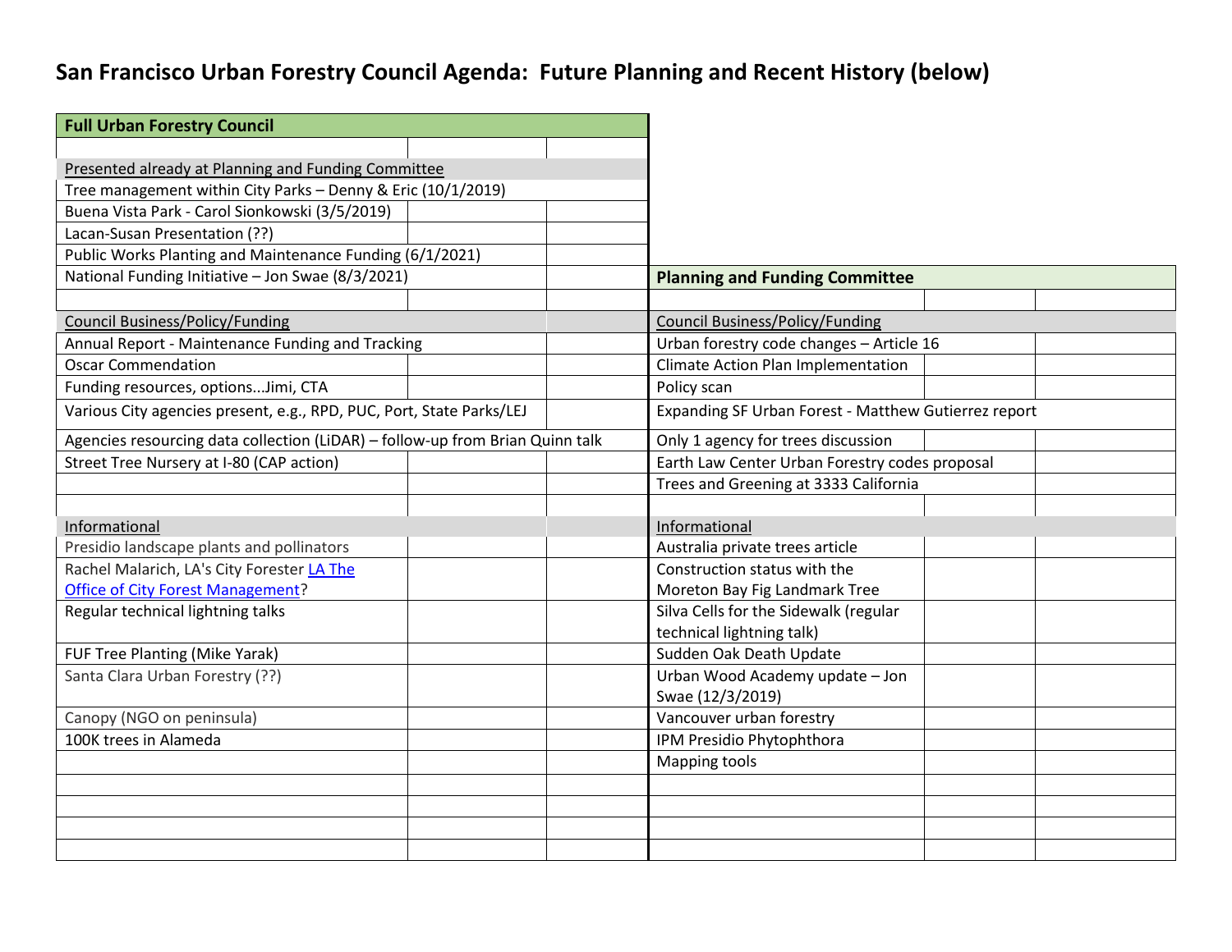# San Francisco Urban Forestry Council Agenda: Future Planning and Recent History (below)

| Full Urban Forestry Council | | |
|---|---|---|
| | | |
| Presented already at Planning and Funding Committee | | |
| Tree management within City Parks – Denny & Eric (10/1/2019) | | |
| Buena Vista Park - Carol Sionkowski (3/5/2019) | | |
| Lacan-Susan Presentation (??) | | |
| Public Works Planting and Maintenance Funding (6/1/2021) | | |
| National Funding Initiative – Jon Swae (8/3/2021) | | |
| | | |
| Council Business/Policy/Funding | | |
| Annual Report - Maintenance Funding and Tracking | | |
| Oscar Commendation | | |
| Funding resources, options...Jimi, CTA | | |
| Various City agencies present, e.g., RPD, PUC, Port, State Parks/LEJ | | |
| Agencies resourcing data collection (LiDAR) – follow-up from Brian Quinn talk | | |
| Street Tree Nursery at I-80 (CAP action) | | |
| | | |
| | | |
| Informational | | |
| Presidio landscape plants and pollinators | | |
| Rachel Malarich, LA's City Forester [LA The Office of City Forest Management]? | | |
| Regular technical lightning talks | | |
| FUF Tree Planting (Mike Yarak) | | |
| Santa Clara Urban Forestry (??) | | |
| Canopy (NGO on peninsula) | | |
| 100K trees in Alameda | | |
| | | |
| | | |
| | | |
| | | |
| | | |

| Planning and Funding Committee | | |
|---|---|---|
| | | |
| Council Business/Policy/Funding | | |
| Urban forestry code changes – Article 16 | | |
| Climate Action Plan Implementation | | |
| Policy scan | | |
| Expanding SF Urban Forest - Matthew Gutierrez report | | |
| Only 1 agency for trees discussion | | |
| Earth Law Center Urban Forestry codes proposal | | |
| Trees and Greening at 3333 California | | |
| | | |
| Informational | | |
| Australia private trees article | | |
| Construction status with the Moreton Bay Fig Landmark Tree | | |
| Silva Cells for the Sidewalk (regular technical lightning talk) | | |
| Sudden Oak Death Update | | |
| Urban Wood Academy update – Jon Swae (12/3/2019) | | |
| Vancouver urban forestry | | |
| IPM Presidio Phytophthora | | |
| Mapping tools | | |
| | | |
| | | |
| | | |
| | | |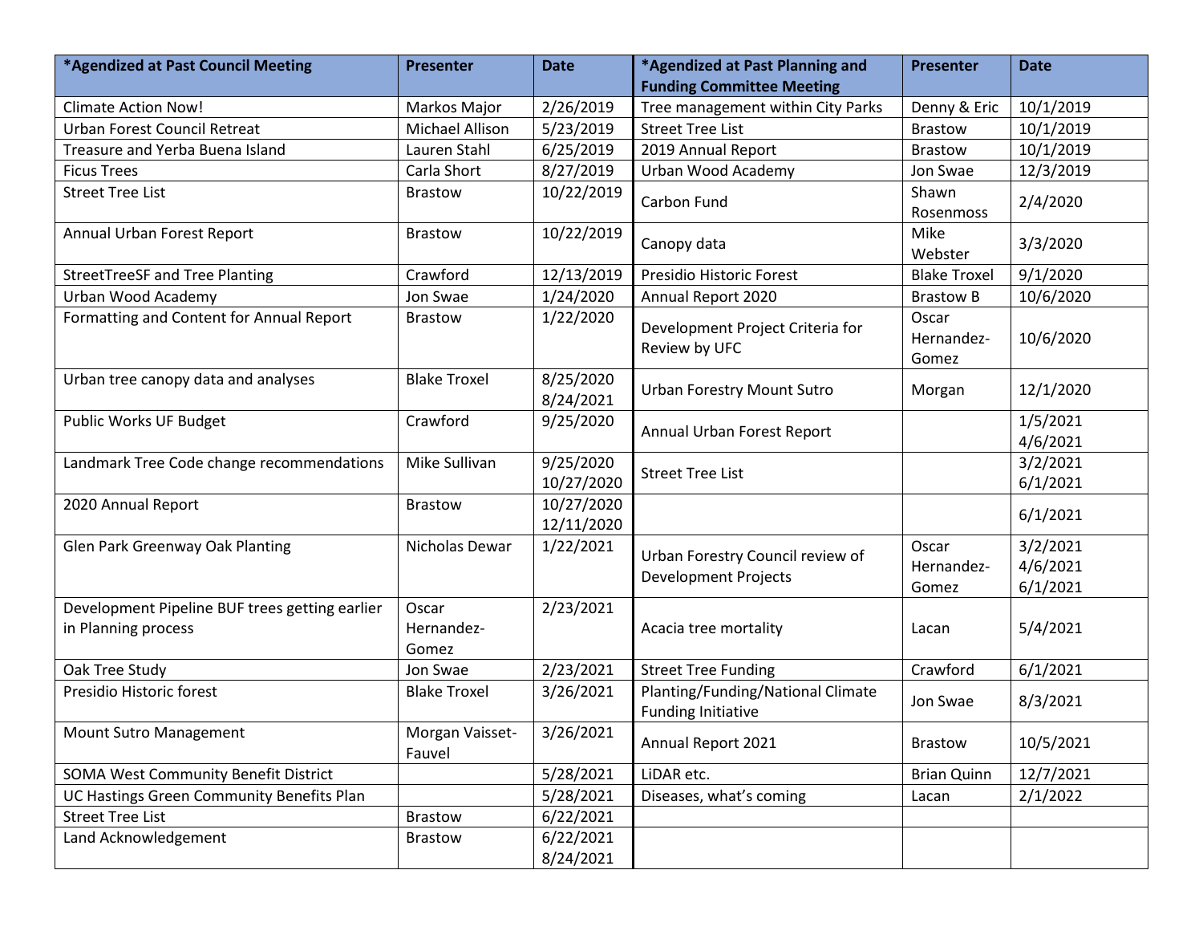| *Agendized at Past Council Meeting | Presenter | Date | *Agendized at Past Planning and Funding Committee Meeting | Presenter | Date |
|---|---|---|---|---|---|
| Climate Action Now! | Markos Major | 2/26/2019 | Tree management within City Parks | Denny & Eric | 10/1/2019 |
| Urban Forest Council Retreat | Michael Allison | 5/23/2019 | Street Tree List | Brastow | 10/1/2019 |
| Treasure and Yerba Buena Island | Lauren Stahl | 6/25/2019 | 2019 Annual Report | Brastow | 10/1/2019 |
| Ficus Trees | Carla Short | 8/27/2019 | Urban Wood Academy | Jon Swae | 12/3/2019 |
| Street Tree List | Brastow | 10/22/2019 | Carbon Fund | Shawn Rosenmoss | 2/4/2020 |
| Annual Urban Forest Report | Brastow | 10/22/2019 | Canopy data | Mike Webster | 3/3/2020 |
| StreetTreeSF and Tree Planting | Crawford | 12/13/2019 | Presidio Historic Forest | Blake Troxel | 9/1/2020 |
| Urban Wood Academy | Jon Swae | 1/24/2020 | Annual Report 2020 | Brastow B | 10/6/2020 |
| Formatting and Content for Annual Report | Brastow | 1/22/2020 | Development Project Criteria for Review by UFC | Oscar Hernandez-Gomez | 10/6/2020 |
| Urban tree canopy data and analyses | Blake Troxel | 8/25/2020<br>8/24/2021 | Urban Forestry Mount Sutro | Morgan | 12/1/2020 |
| Public Works UF Budget | Crawford | 9/25/2020 | Annual Urban Forest Report | | 1/5/2021<br>4/6/2021 |
| Landmark Tree Code change recommendations | Mike Sullivan | 9/25/2020<br>10/27/2020 | Street Tree List | | 3/2/2021<br>6/1/2021 |
| 2020 Annual Report | Brastow | 10/27/2020<br>12/11/2020 | | | 6/1/2021 |
| Glen Park Greenway Oak Planting | Nicholas Dewar | 1/22/2021 | Urban Forestry Council review of Development Projects | Oscar Hernandez-Gomez | 3/2/2021<br>4/6/2021<br>6/1/2021 |
| Development Pipeline BUF trees getting earlier in Planning process | Oscar Hernandez-Gomez | 2/23/2021 | Acacia tree mortality | Lacan | 5/4/2021 |
| Oak Tree Study | Jon Swae | 2/23/2021 | Street Tree Funding | Crawford | 6/1/2021 |
| Presidio Historic forest | Blake Troxel | 3/26/2021 | Planting/Funding/National Climate Funding Initiative | Jon Swae | 8/3/2021 |
| Mount Sutro Management | Morgan Vaisset-Fauvel | 3/26/2021 | Annual Report 2021 | Brastow | 10/5/2021 |
| SOMA West Community Benefit District | | 5/28/2021 | LiDAR etc. | Brian Quinn | 12/7/2021 |
| UC Hastings Green Community Benefits Plan | | 5/28/2021 | Diseases, what's coming | Lacan | 2/1/2022 |
| Street Tree List | Brastow | 6/22/2021 | | | |
| Land Acknowledgement | Brastow | 6/22/2021<br>8/24/2021 | | | |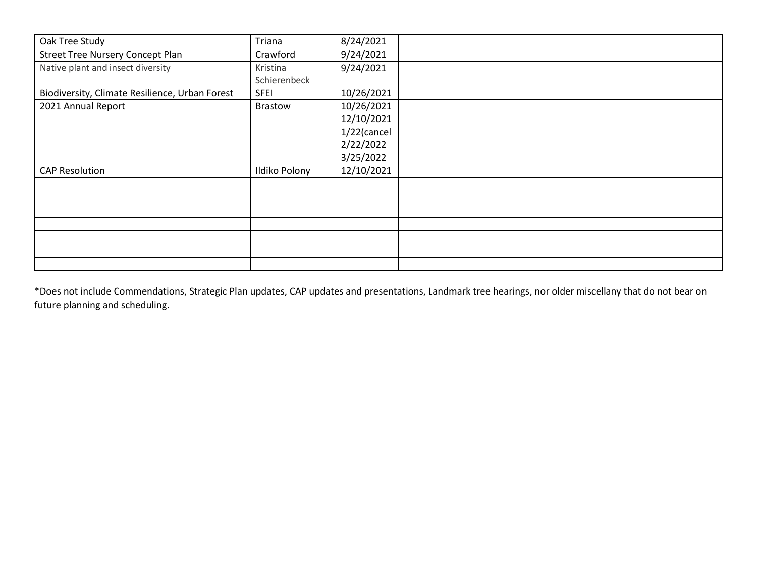| | | | | | |
|---|---|---|---|---|---|
| Oak Tree Study | Triana | 8/24/2021 | | | |
| Street Tree Nursery Concept Plan | Crawford | 9/24/2021 | | | |
| Native plant and insect diversity | Kristina Schierenbeck | 9/24/2021 | | | |
| Biodiversity, Climate Resilience, Urban Forest | SFEI | 10/26/2021 | | | |
| 2021 Annual Report | Brastow | 10/26/2021<br>12/10/2021<br>1/22(cancel<br>2/22/2022<br>3/25/2022 | | | |
| CAP Resolution | Ildiko Polony | 12/10/2021 | | | |
| | | | | | |
| | | | | | |
| | | | | | |
| | | | | | |
| | | | | | |
| | | | | | |
| | | | | | |

*Does not include Commendations, Strategic Plan updates, CAP updates and presentations, Landmark tree hearings, nor older miscellany that do not bear on future planning and scheduling.